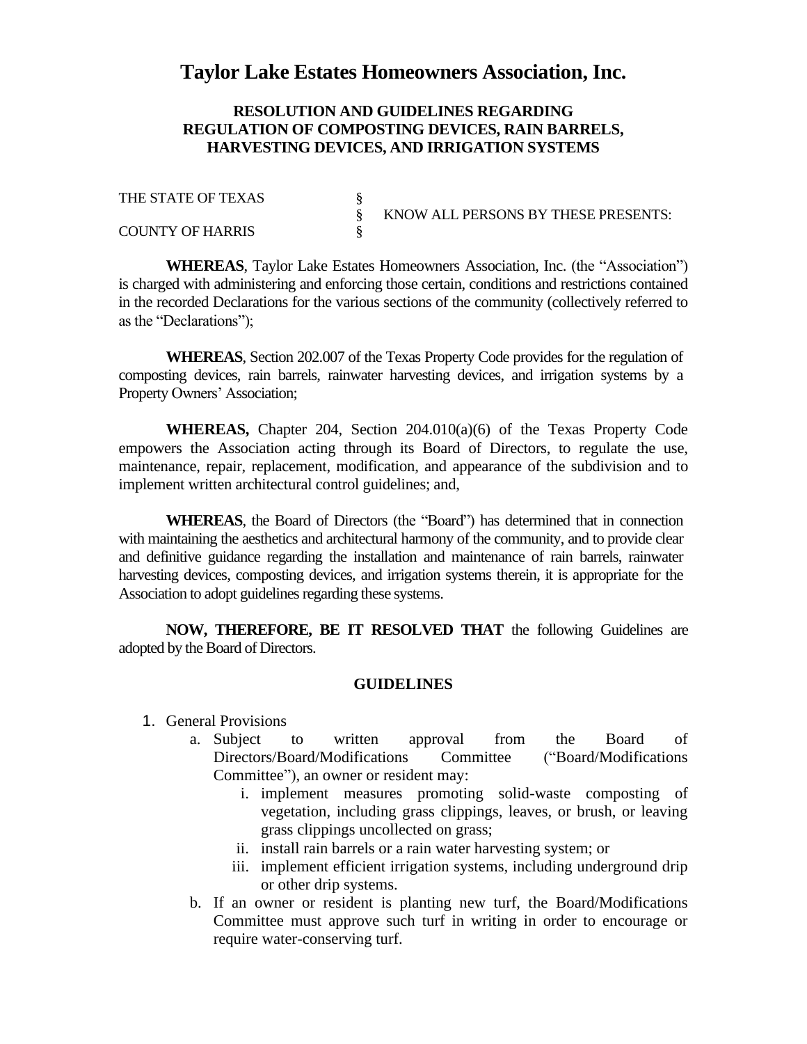# Taylor Lake Estates Homeowners Association, Inc.

## RESOLUTION AND GUIDELINES REGARDING REGULATION OF COMPOSTING DEVICES, RAIN BARRELS, HARVESTING DEVICES, AND IRRIGATION SYSTEMS

THE STATE OF TEXAS §
§ KNOW ALL PERSONS BY THESE PRESENTS:
COUNTY OF HARRIS §

**WHEREAS**, Taylor Lake Estates Homeowners Association, Inc. (the "Association") is charged with administering and enforcing those certain, conditions and restrictions contained in the recorded Declarations for the various sections of the community (collectively referred to as the "Declarations");

**WHEREAS**, Section 202.007 of the Texas Property Code provides for the regulation of composting devices, rain barrels, rainwater harvesting devices, and irrigation systems by a Property Owners' Association;

**WHEREAS,** Chapter 204, Section 204.010(a)(6) of the Texas Property Code empowers the Association acting through its Board of Directors, to regulate the use, maintenance, repair, replacement, modification, and appearance of the subdivision and to implement written architectural control guidelines; and,

**WHEREAS**, the Board of Directors (the "Board") has determined that in connection with maintaining the aesthetics and architectural harmony of the community, and to provide clear and definitive guidance regarding the installation and maintenance of rain barrels, rainwater harvesting devices, composting devices, and irrigation systems therein, it is appropriate for the Association to adopt guidelines regarding these systems.

**NOW, THEREFORE, BE IT RESOLVED THAT** the following Guidelines are adopted by the Board of Directors.

### GUIDELINES

1. General Provisions
   a. Subject to written approval from the Board of Directors/Board/Modifications Committee ("Board/Modifications Committee"), an owner or resident may:
      i. implement measures promoting solid-waste composting of vegetation, including grass clippings, leaves, or brush, or leaving grass clippings uncollected on grass;
      ii. install rain barrels or a rain water harvesting system; or
      iii. implement efficient irrigation systems, including underground drip or other drip systems.
   b. If an owner or resident is planting new turf, the Board/Modifications Committee must approve such turf in writing in order to encourage or require water-conserving turf.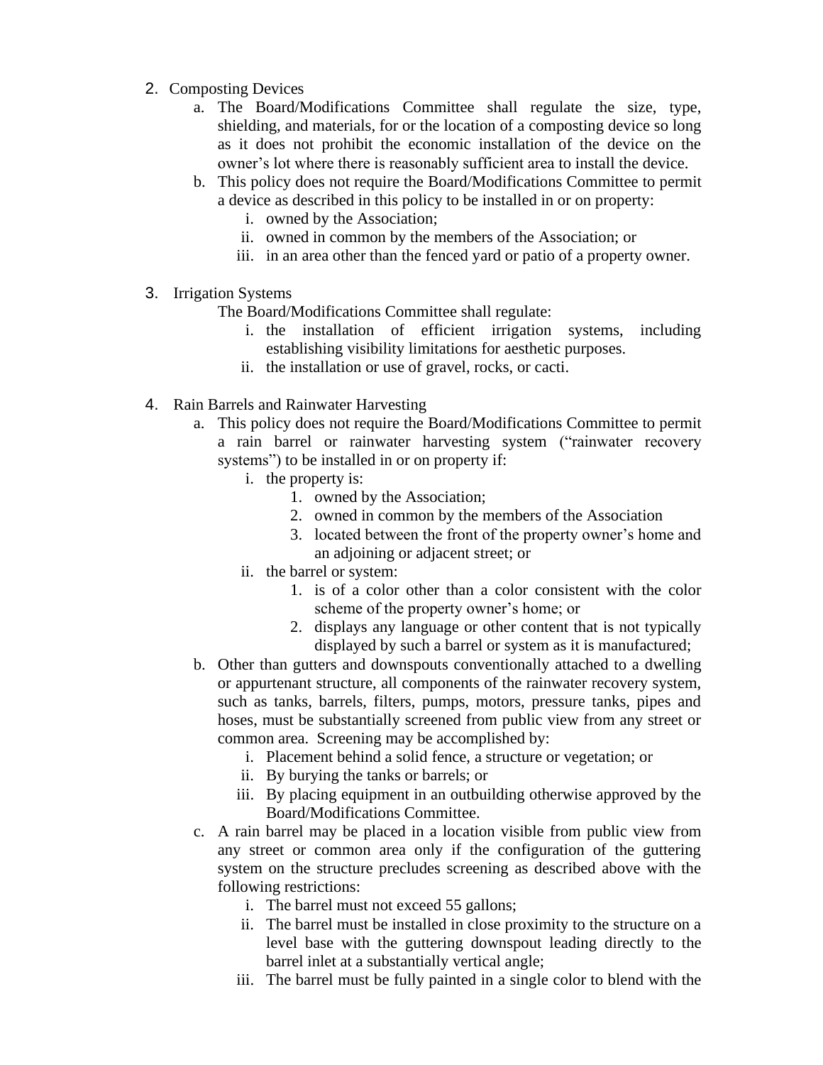2. Composting Devices
    a. The Board/Modifications Committee shall regulate the size, type, shielding, and materials, for or the location of a composting device so long as it does not prohibit the economic installation of the device on the owner's lot where there is reasonably sufficient area to install the device.
    b. This policy does not require the Board/Modifications Committee to permit a device as described in this policy to be installed in or on property:
        i. owned by the Association;
        ii. owned in common by the members of the Association; or
        iii. in an area other than the fenced yard or patio of a property owner.

3. Irrigation Systems

    The Board/Modifications Committee shall regulate:
    
    i. the installation of efficient irrigation systems, including establishing visibility limitations for aesthetic purposes.
    ii. the installation or use of gravel, rocks, or cacti.

4. Rain Barrels and Rainwater Harvesting
    a. This policy does not require the Board/Modifications Committee to permit a rain barrel or rainwater harvesting system ("rainwater recovery systems") to be installed in or on property if:
        i. the property is:
            1. owned by the Association;
            2. owned in common by the members of the Association
            3. located between the front of the property owner's home and an adjoining or adjacent street; or
        ii. the barrel or system:
            1. is of a color other than a color consistent with the color scheme of the property owner's home; or
            2. displays any language or other content that is not typically displayed by such a barrel or system as it is manufactured;
    b. Other than gutters and downspouts conventionally attached to a dwelling or appurtenant structure, all components of the rainwater recovery system, such as tanks, barrels, filters, pumps, motors, pressure tanks, pipes and hoses, must be substantially screened from public view from any street or common area. Screening may be accomplished by:
        i. Placement behind a solid fence, a structure or vegetation; or
        ii. By burying the tanks or barrels; or
        iii. By placing equipment in an outbuilding otherwise approved by the Board/Modifications Committee.
    c. A rain barrel may be placed in a location visible from public view from any street or common area only if the configuration of the guttering system on the structure precludes screening as described above with the following restrictions:
        i. The barrel must not exceed 55 gallons;
        ii. The barrel must be installed in close proximity to the structure on a level base with the guttering downspout leading directly to the barrel inlet at a substantially vertical angle;
        iii. The barrel must be fully painted in a single color to blend with the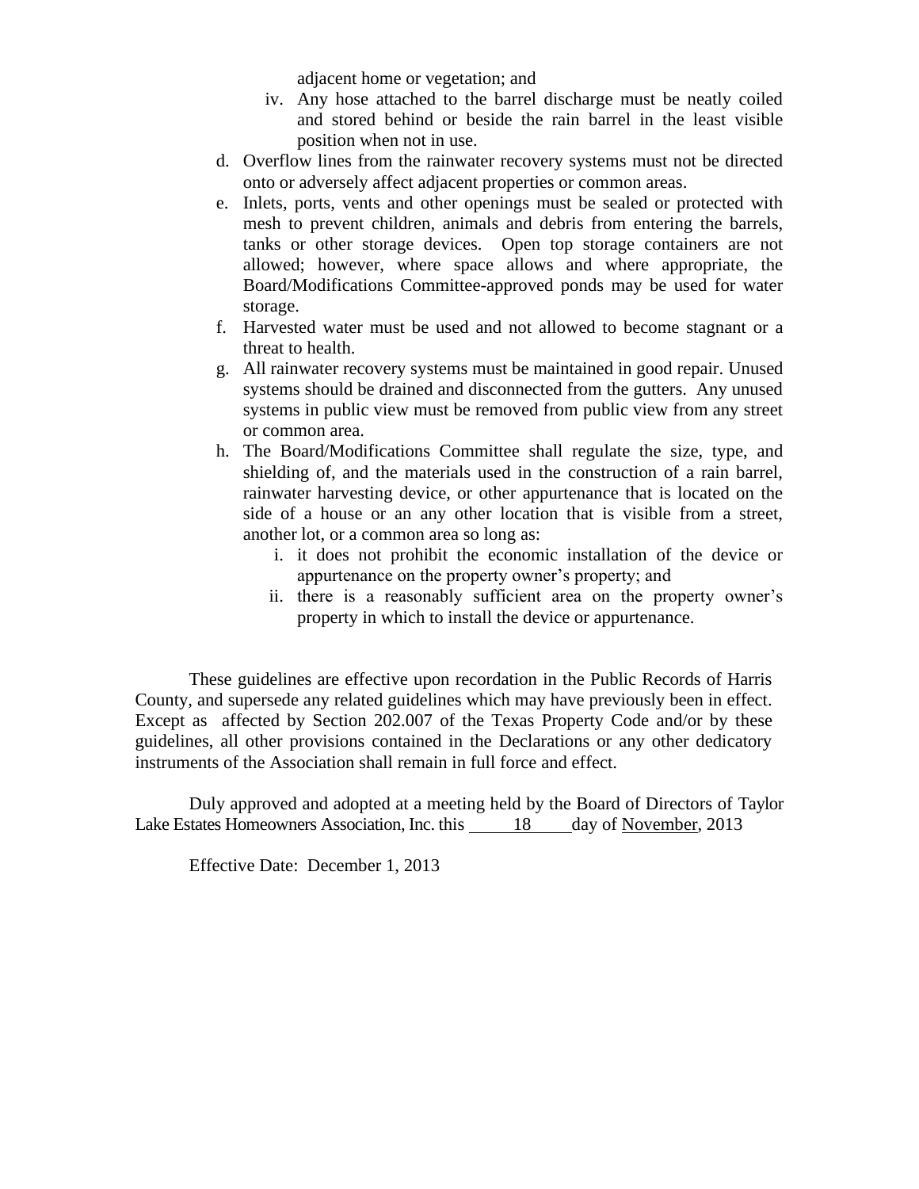adjacent home or vegetation; and

   iv. Any hose attached to the barrel discharge must be neatly coiled and stored behind or beside the rain barrel in the least visible position when not in use.

d. Overflow lines from the rainwater recovery systems must not be directed onto or adversely affect adjacent properties or common areas.

e. Inlets, ports, vents and other openings must be sealed or protected with mesh to prevent children, animals and debris from entering the barrels, tanks or other storage devices. Open top storage containers are not allowed; however, where space allows and where appropriate, the Board/Modifications Committee-approved ponds may be used for water storage.

f. Harvested water must be used and not allowed to become stagnant or a threat to health.

g. All rainwater recovery systems must be maintained in good repair. Unused systems should be drained and disconnected from the gutters. Any unused systems in public view must be removed from public view from any street or common area.

h. The Board/Modifications Committee shall regulate the size, type, and shielding of, and the materials used in the construction of a rain barrel, rainwater harvesting device, or other appurtenance that is located on the side of a house or an any other location that is visible from a street, another lot, or a common area so long as:

   i. it does not prohibit the economic installation of the device or appurtenance on the property owner's property; and

   ii. there is a reasonably sufficient area on the property owner's property in which to install the device or appurtenance.

These guidelines are effective upon recordation in the Public Records of Harris County, and supersede any related guidelines which may have previously been in effect. Except as affected by Section 202.007 of the Texas Property Code and/or by these guidelines, all other provisions contained in the Declarations or any other dedicatory instruments of the Association shall remain in full force and effect.

Duly approved and adopted at a meeting held by the Board of Directors of Taylor Lake Estates Homeowners Association, Inc. this 18 day of November, 2013

Effective Date: December 1, 2013